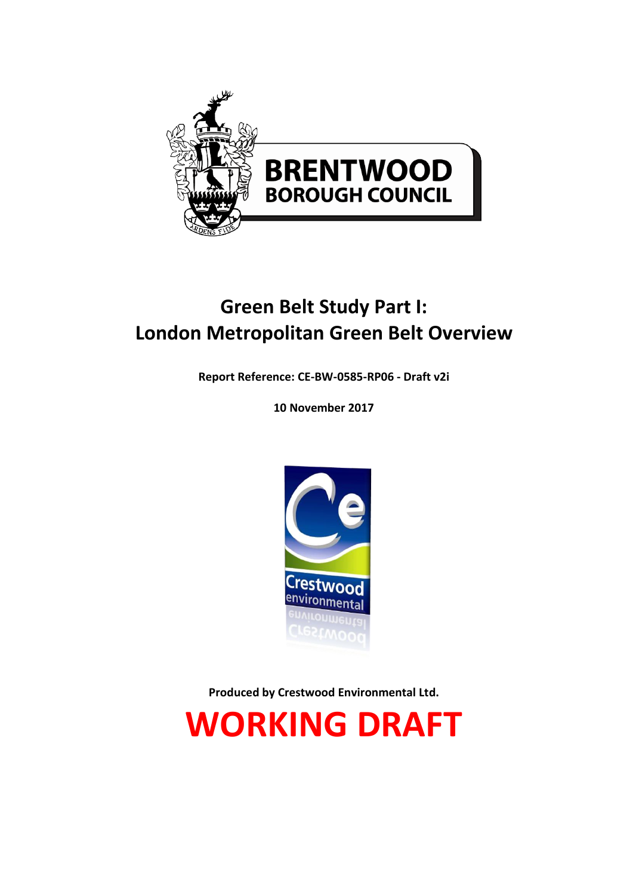BRENTWOOD
BOROUGH COUNCIL

# Green Belt Study Part I: London Metropolitan Green Belt Overview

**Report Reference: CE-BW-0585-RP06 - Draft v2i**

**10 November 2017**

Crestwood environmental

**Produced by Crestwood Environmental Ltd.**

# WORKING DRAFT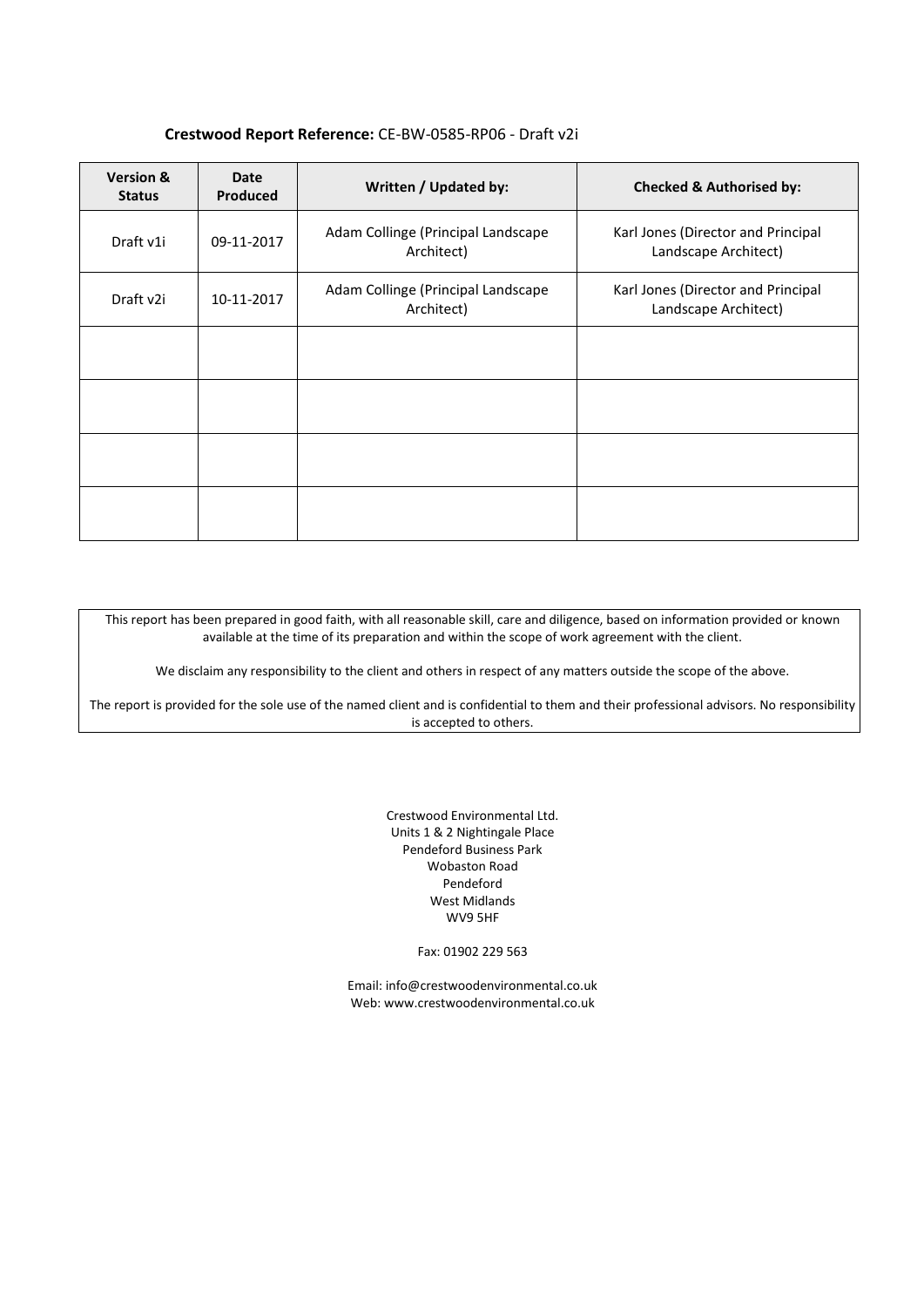**Crestwood Report Reference:** CE-BW-0585-RP06 - Draft v2i

| Version & Status | Date Produced | Written / Updated by: | Checked & Authorised by: |
|---|---|---|---|
| Draft v1i | 09-11-2017 | Adam Collinge (Principal Landscape Architect) | Karl Jones (Director and Principal Landscape Architect) |
| Draft v2i | 10-11-2017 | Adam Collinge (Principal Landscape Architect) | Karl Jones (Director and Principal Landscape Architect) |
| | | | |
| | | | |
| | | | |
| | | | |

This report has been prepared in good faith, with all reasonable skill, care and diligence, based on information provided or known available at the time of its preparation and within the scope of work agreement with the client.

We disclaim any responsibility to the client and others in respect of any matters outside the scope of the above.

The report is provided for the sole use of the named client and is confidential to them and their professional advisors. No responsibility is accepted to others.

Crestwood Environmental Ltd.
Units 1 & 2 Nightingale Place
Pendeford Business Park
Wobaston Road
Pendeford
West Midlands
WV9 5HF

Fax: 01902 229 563

Email: info@crestwoodenvironmental.co.uk
Web: www.crestwoodenvironmental.co.uk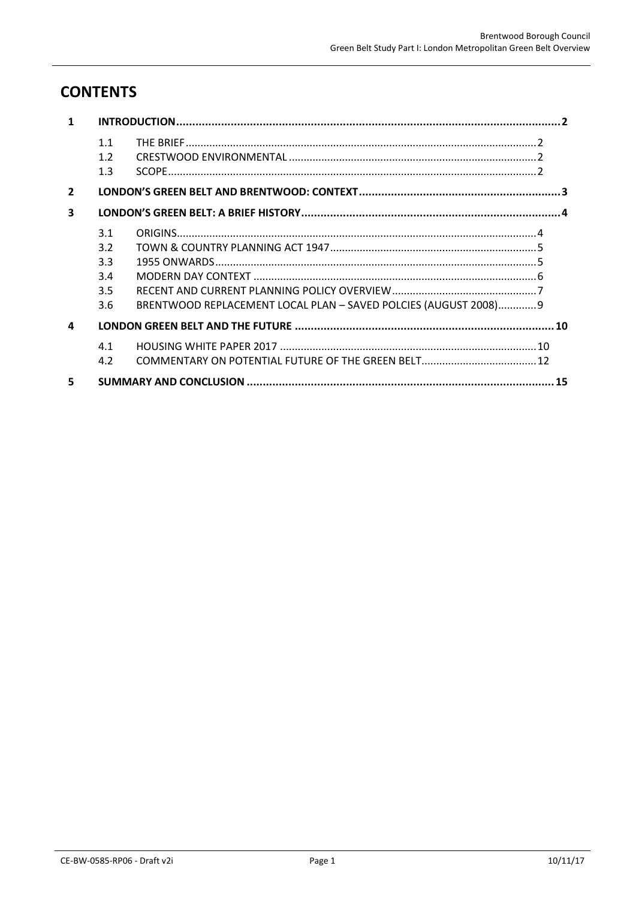# CONTENTS

| | | | |
|---|---|---|---|
| **1** | **INTRODUCTION** | | **2** |
| | 1.1 | THE BRIEF | 2 |
| | 1.2 | CRESTWOOD ENVIRONMENTAL | 2 |
| | 1.3 | SCOPE | 2 |
| **2** | **LONDON'S GREEN BELT AND BRENTWOOD: CONTEXT** | | **3** |
| **3** | **LONDON'S GREEN BELT: A BRIEF HISTORY** | | **4** |
| | 3.1 | ORIGINS | 4 |
| | 3.2 | TOWN & COUNTRY PLANNING ACT 1947 | 5 |
| | 3.3 | 1955 ONWARDS | 5 |
| | 3.4 | MODERN DAY CONTEXT | 6 |
| | 3.5 | RECENT AND CURRENT PLANNING POLICY OVERVIEW | 7 |
| | 3.6 | BRENTWOOD REPLACEMENT LOCAL PLAN – SAVED POLCIES (AUGUST 2008) | 9 |
| **4** | **LONDON GREEN BELT AND THE FUTURE** | | **10** |
| | 4.1 | HOUSING WHITE PAPER 2017 | 10 |
| | 4.2 | COMMENTARY ON POTENTIAL FUTURE OF THE GREEN BELT | 12 |
| **5** | **SUMMARY AND CONCLUSION** | | **15** |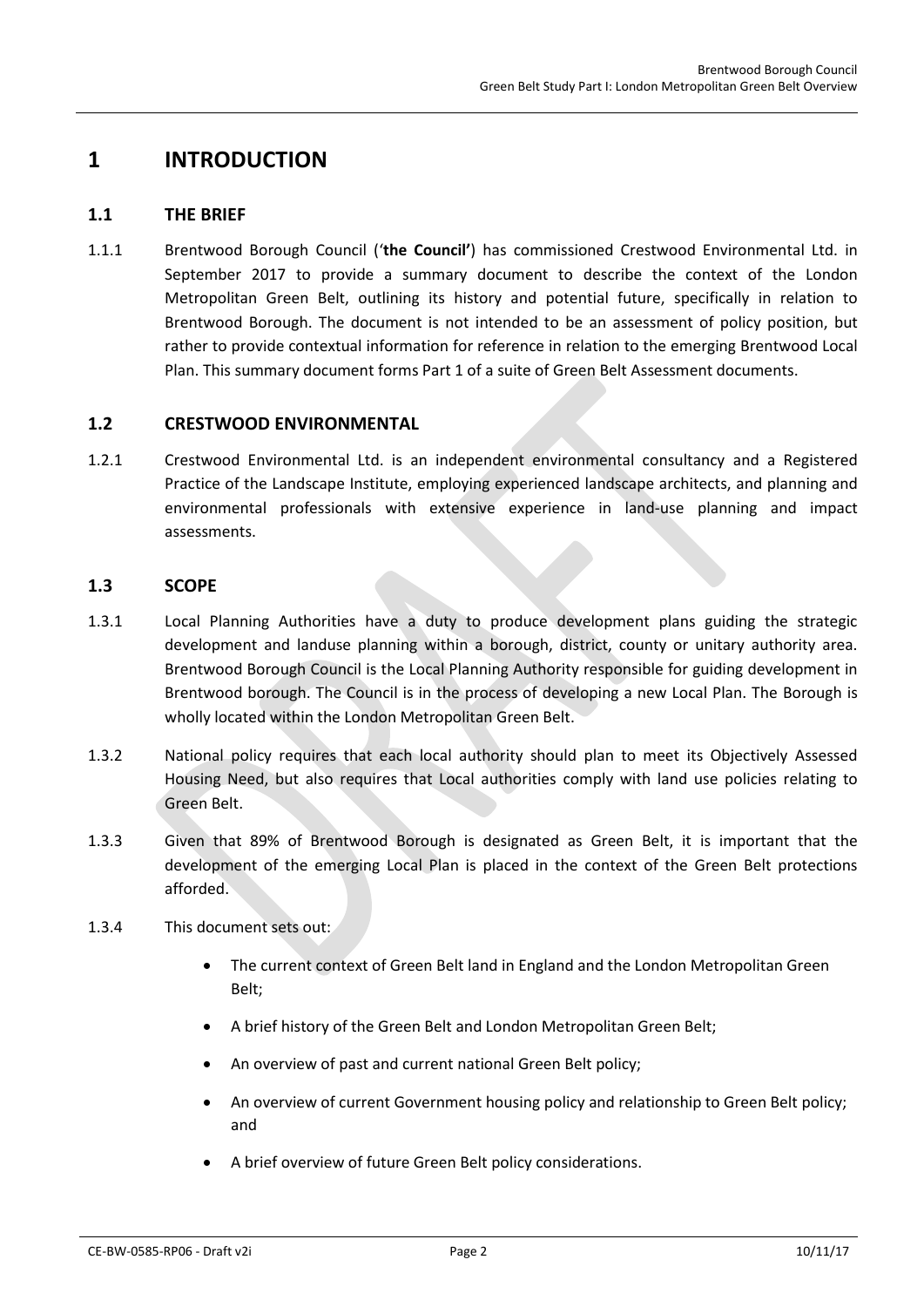# 1 INTRODUCTION

## 1.1 THE BRIEF

1.1.1 Brentwood Borough Council ('**the Council'**) has commissioned Crestwood Environmental Ltd. in September 2017 to provide a summary document to describe the context of the London Metropolitan Green Belt, outlining its history and potential future, specifically in relation to Brentwood Borough. The document is not intended to be an assessment of policy position, but rather to provide contextual information for reference in relation to the emerging Brentwood Local Plan. This summary document forms Part 1 of a suite of Green Belt Assessment documents.

## 1.2 CRESTWOOD ENVIRONMENTAL

1.2.1 Crestwood Environmental Ltd. is an independent environmental consultancy and a Registered Practice of the Landscape Institute, employing experienced landscape architects, and planning and environmental professionals with extensive experience in land-use planning and impact assessments.

## 1.3 SCOPE

1.3.1 Local Planning Authorities have a duty to produce development plans guiding the strategic development and landuse planning within a borough, district, county or unitary authority area. Brentwood Borough Council is the Local Planning Authority responsible for guiding development in Brentwood borough. The Council is in the process of developing a new Local Plan. The Borough is wholly located within the London Metropolitan Green Belt.

1.3.2 National policy requires that each local authority should plan to meet its Objectively Assessed Housing Need, but also requires that Local authorities comply with land use policies relating to Green Belt.

1.3.3 Given that 89% of Brentwood Borough is designated as Green Belt, it is important that the development of the emerging Local Plan is placed in the context of the Green Belt protections afforded.

1.3.4 This document sets out:

- The current context of Green Belt land in England and the London Metropolitan Green Belt;
- A brief history of the Green Belt and London Metropolitan Green Belt;
- An overview of past and current national Green Belt policy;
- An overview of current Government housing policy and relationship to Green Belt policy; and
- A brief overview of future Green Belt policy considerations.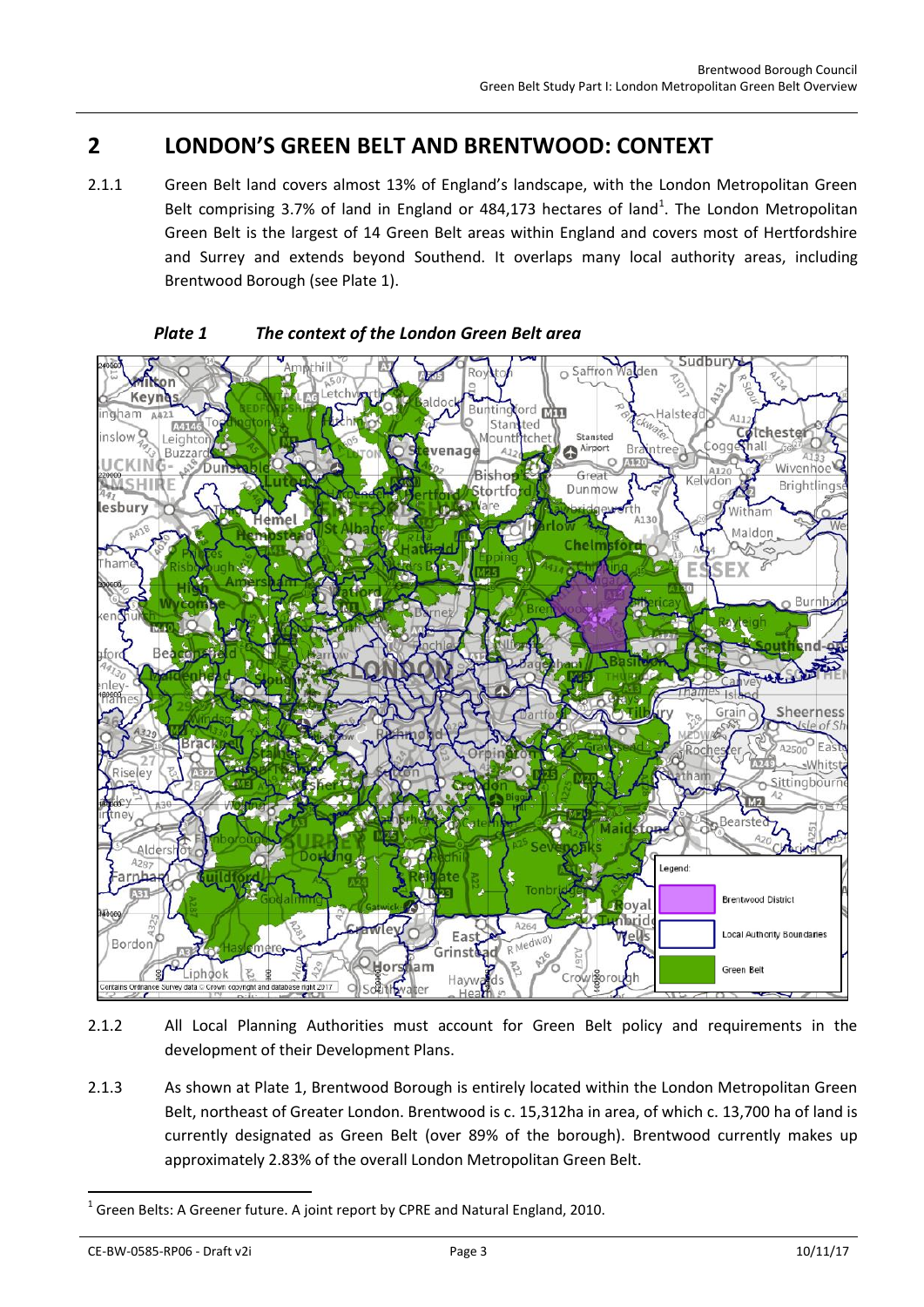# 2 LONDON'S GREEN BELT AND BRENTWOOD: CONTEXT

2.1.1 Green Belt land covers almost 13% of England's landscape, with the London Metropolitan Green Belt comprising 3.7% of land in England or 484,173 hectares of land[1]. The London Metropolitan Green Belt is the largest of 14 Green Belt areas within England and covers most of Hertfordshire and Surrey and extends beyond Southend. It overlaps many local authority areas, including Brentwood Borough (see Plate 1).

***Plate 1 The context of the London Green Belt area***

2.1.2 All Local Planning Authorities must account for Green Belt policy and requirements in the development of their Development Plans.

2.1.3 As shown at Plate 1, Brentwood Borough is entirely located within the London Metropolitan Green Belt, northeast of Greater London. Brentwood is c. 15,312ha in area, of which c. 13,700 ha of land is currently designated as Green Belt (over 89% of the borough). Brentwood currently makes up approximately 2.83% of the overall London Metropolitan Green Belt.

[1] Green Belts: A Greener future. A joint report by CPRE and Natural England, 2010.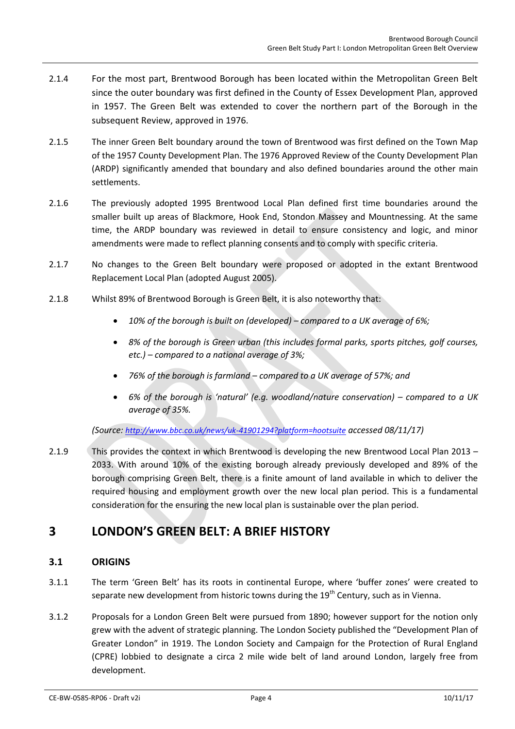2.1.4 For the most part, Brentwood Borough has been located within the Metropolitan Green Belt since the outer boundary was first defined in the County of Essex Development Plan, approved in 1957. The Green Belt was extended to cover the northern part of the Borough in the subsequent Review, approved in 1976.

2.1.5 The inner Green Belt boundary around the town of Brentwood was first defined on the Town Map of the 1957 County Development Plan. The 1976 Approved Review of the County Development Plan (ARDP) significantly amended that boundary and also defined boundaries around the other main settlements.

2.1.6 The previously adopted 1995 Brentwood Local Plan defined first time boundaries around the smaller built up areas of Blackmore, Hook End, Stondon Massey and Mountnessing. At the same time, the ARDP boundary was reviewed in detail to ensure consistency and logic, and minor amendments were made to reflect planning consents and to comply with specific criteria.

2.1.7 No changes to the Green Belt boundary were proposed or adopted in the extant Brentwood Replacement Local Plan (adopted August 2005).

2.1.8 Whilst 89% of Brentwood Borough is Green Belt, it is also noteworthy that:

- *10% of the borough is built on (developed) – compared to a UK average of 6%;*
- *8% of the borough is Green urban (this includes formal parks, sports pitches, golf courses, etc.) – compared to a national average of 3%;*
- *76% of the borough is farmland – compared to a UK average of 57%; and*
- *6% of the borough is 'natural' (e.g. woodland/nature conservation) – compared to a UK average of 35%.*

*(Source: http://www.bbc.co.uk/news/uk-41901294?platform=hootsuite accessed 08/11/17)*

2.1.9 This provides the context in which Brentwood is developing the new Brentwood Local Plan 2013 – 2033. With around 10% of the existing borough already previously developed and 89% of the borough comprising Green Belt, there is a finite amount of land available in which to deliver the required housing and employment growth over the new local plan period. This is a fundamental consideration for the ensuring the new local plan is sustainable over the plan period.

# 3 LONDON'S GREEN BELT: A BRIEF HISTORY

## 3.1 ORIGINS

3.1.1 The term 'Green Belt' has its roots in continental Europe, where 'buffer zones' were created to separate new development from historic towns during the 19th Century, such as in Vienna.

3.1.2 Proposals for a London Green Belt were pursued from 1890; however support for the notion only grew with the advent of strategic planning. The London Society published the "Development Plan of Greater London" in 1919. The London Society and Campaign for the Protection of Rural England (CPRE) lobbied to designate a circa 2 mile wide belt of land around London, largely free from development.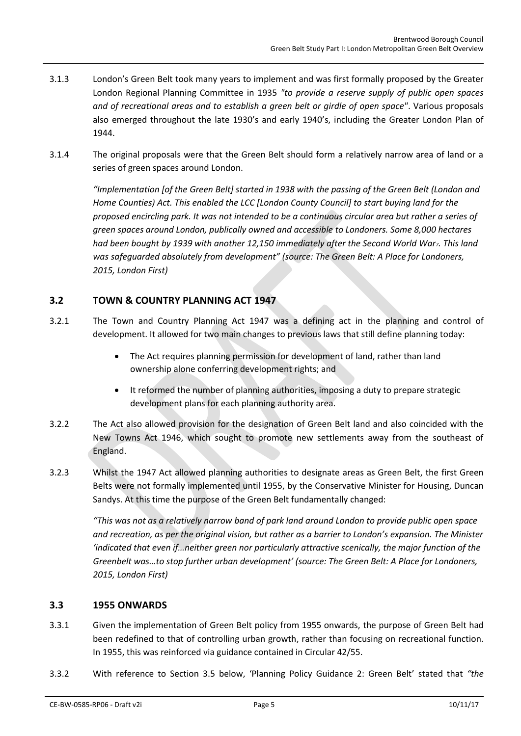3.1.3 London's Green Belt took many years to implement and was first formally proposed by the Greater London Regional Planning Committee in 1935 *"to provide a reserve supply of public open spaces and of recreational areas and to establish a green belt or girdle of open space"*. Various proposals also emerged throughout the late 1930's and early 1940's, including the Greater London Plan of 1944.

3.1.4 The original proposals were that the Green Belt should form a relatively narrow area of land or a series of green spaces around London.

> *"Implementation [of the Green Belt] started in 1938 with the passing of the Green Belt (London and Home Counties) Act. This enabled the LCC [London County Council] to start buying land for the proposed encircling park. It was not intended to be a continuous circular area but rather a series of green spaces around London, publically owned and accessible to Londoners. Some 8,000 hectares had been bought by 1939 with another 12,150 immediately after the Second World War[7]. This land was safeguarded absolutely from development" (source: The Green Belt: A Place for Londoners, 2015, London First)*

## 3.2 TOWN & COUNTRY PLANNING ACT 1947

3.2.1 The Town and Country Planning Act 1947 was a defining act in the planning and control of development. It allowed for two main changes to previous laws that still define planning today:

- The Act requires planning permission for development of land, rather than land ownership alone conferring development rights; and
- It reformed the number of planning authorities, imposing a duty to prepare strategic development plans for each planning authority area.

3.2.2 The Act also allowed provision for the designation of Green Belt land and also coincided with the New Towns Act 1946, which sought to promote new settlements away from the southeast of England.

3.2.3 Whilst the 1947 Act allowed planning authorities to designate areas as Green Belt, the first Green Belts were not formally implemented until 1955, by the Conservative Minister for Housing, Duncan Sandys. At this time the purpose of the Green Belt fundamentally changed:

> *"This was not as a relatively narrow band of park land around London to provide public open space and recreation, as per the original vision, but rather as a barrier to London's expansion. The Minister 'indicated that even if…neither green nor particularly attractive scenically, the major function of the Greenbelt was…to stop further urban development' (source: The Green Belt: A Place for Londoners, 2015, London First)*

## 3.3 1955 ONWARDS

3.3.1 Given the implementation of Green Belt policy from 1955 onwards, the purpose of Green Belt had been redefined to that of controlling urban growth, rather than focusing on recreational function. In 1955, this was reinforced via guidance contained in Circular 42/55.

3.3.2 With reference to Section 3.5 below, 'Planning Policy Guidance 2: Green Belt' stated that *"the*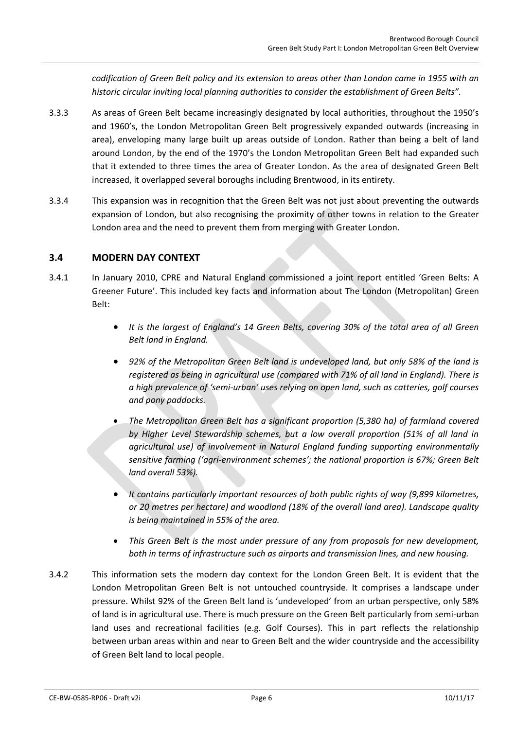*codification of Green Belt policy and its extension to areas other than London came in 1955 with an historic circular inviting local planning authorities to consider the establishment of Green Belts".*

3.3.3 As areas of Green Belt became increasingly designated by local authorities, throughout the 1950's and 1960's, the London Metropolitan Green Belt progressively expanded outwards (increasing in area), enveloping many large built up areas outside of London. Rather than being a belt of land around London, by the end of the 1970's the London Metropolitan Green Belt had expanded such that it extended to three times the area of Greater London. As the area of designated Green Belt increased, it overlapped several boroughs including Brentwood, in its entirety.

3.3.4 This expansion was in recognition that the Green Belt was not just about preventing the outwards expansion of London, but also recognising the proximity of other towns in relation to the Greater London area and the need to prevent them from merging with Greater London.

## 3.4 MODERN DAY CONTEXT

3.4.1 In January 2010, CPRE and Natural England commissioned a joint report entitled 'Green Belts: A Greener Future'. This included key facts and information about The London (Metropolitan) Green Belt:

- *It is the largest of England's 14 Green Belts, covering 30% of the total area of all Green Belt land in England.*
- *92% of the Metropolitan Green Belt land is undeveloped land, but only 58% of the land is registered as being in agricultural use (compared with 71% of all land in England). There is a high prevalence of 'semi-urban' uses relying on open land, such as catteries, golf courses and pony paddocks.*
- *The Metropolitan Green Belt has a significant proportion (5,380 ha) of farmland covered by Higher Level Stewardship schemes, but a low overall proportion (51% of all land in agricultural use) of involvement in Natural England funding supporting environmentally sensitive farming ('agri-environment schemes'; the national proportion is 67%; Green Belt land overall 53%).*
- *It contains particularly important resources of both public rights of way (9,899 kilometres, or 20 metres per hectare) and woodland (18% of the overall land area). Landscape quality is being maintained in 55% of the area.*
- *This Green Belt is the most under pressure of any from proposals for new development, both in terms of infrastructure such as airports and transmission lines, and new housing.*

3.4.2 This information sets the modern day context for the London Green Belt. It is evident that the London Metropolitan Green Belt is not untouched countryside. It comprises a landscape under pressure. Whilst 92% of the Green Belt land is 'undeveloped' from an urban perspective, only 58% of land is in agricultural use. There is much pressure on the Green Belt particularly from semi-urban land uses and recreational facilities (e.g. Golf Courses). This in part reflects the relationship between urban areas within and near to Green Belt and the wider countryside and the accessibility of Green Belt land to local people.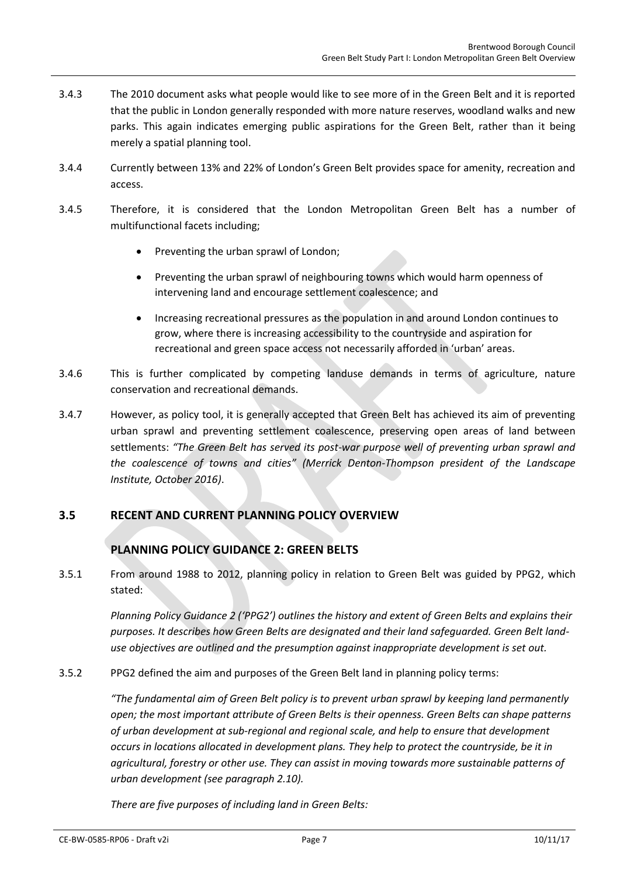3.4.3 The 2010 document asks what people would like to see more of in the Green Belt and it is reported that the public in London generally responded with more nature reserves, woodland walks and new parks. This again indicates emerging public aspirations for the Green Belt, rather than it being merely a spatial planning tool.

3.4.4 Currently between 13% and 22% of London's Green Belt provides space for amenity, recreation and access.

3.4.5 Therefore, it is considered that the London Metropolitan Green Belt has a number of multifunctional facets including;

- Preventing the urban sprawl of London;
- Preventing the urban sprawl of neighbouring towns which would harm openness of intervening land and encourage settlement coalescence; and
- Increasing recreational pressures as the population in and around London continues to grow, where there is increasing accessibility to the countryside and aspiration for recreational and green space access not necessarily afforded in 'urban' areas.

3.4.6 This is further complicated by competing landuse demands in terms of agriculture, nature conservation and recreational demands.

3.4.7 However, as policy tool, it is generally accepted that Green Belt has achieved its aim of preventing urban sprawl and preventing settlement coalescence, preserving open areas of land between settlements: *"The Green Belt has served its post-war purpose well of preventing urban sprawl and the coalescence of towns and cities" (Merrick Denton-Thompson president of the Landscape Institute, October 2016)*.

## 3.5 RECENT AND CURRENT PLANNING POLICY OVERVIEW

### PLANNING POLICY GUIDANCE 2: GREEN BELTS

3.5.1 From around 1988 to 2012, planning policy in relation to Green Belt was guided by PPG2, which stated:

*Planning Policy Guidance 2 ('PPG2') outlines the history and extent of Green Belts and explains their purposes. It describes how Green Belts are designated and their land safeguarded. Green Belt land-use objectives are outlined and the presumption against inappropriate development is set out.*

3.5.2 PPG2 defined the aim and purposes of the Green Belt land in planning policy terms:

*"The fundamental aim of Green Belt policy is to prevent urban sprawl by keeping land permanently open; the most important attribute of Green Belts is their openness. Green Belts can shape patterns of urban development at sub-regional and regional scale, and help to ensure that development occurs in locations allocated in development plans. They help to protect the countryside, be it in agricultural, forestry or other use. They can assist in moving towards more sustainable patterns of urban development (see paragraph 2.10).*

*There are five purposes of including land in Green Belts:*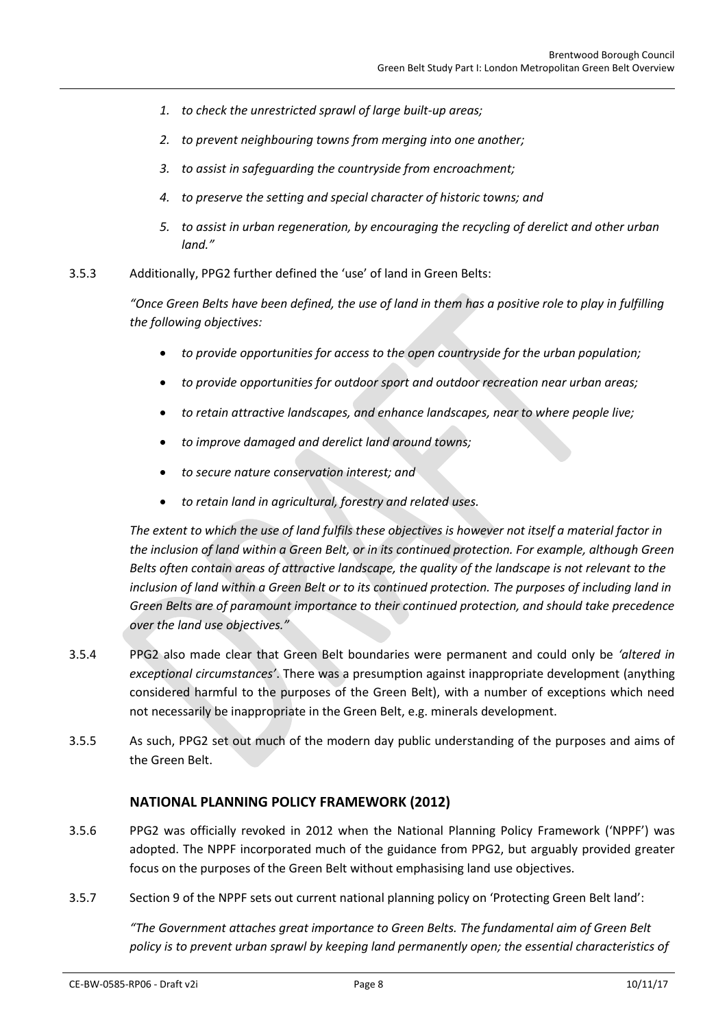1. *to check the unrestricted sprawl of large built-up areas;*
2. *to prevent neighbouring towns from merging into one another;*
3. *to assist in safeguarding the countryside from encroachment;*
4. *to preserve the setting and special character of historic towns; and*
5. *to assist in urban regeneration, by encouraging the recycling of derelict and other urban land."*

3.5.3 Additionally, PPG2 further defined the 'use' of land in Green Belts:

*"Once Green Belts have been defined, the use of land in them has a positive role to play in fulfilling the following objectives:*

- *to provide opportunities for access to the open countryside for the urban population;*
- *to provide opportunities for outdoor sport and outdoor recreation near urban areas;*
- *to retain attractive landscapes, and enhance landscapes, near to where people live;*
- *to improve damaged and derelict land around towns;*
- *to secure nature conservation interest; and*
- *to retain land in agricultural, forestry and related uses.*

*The extent to which the use of land fulfils these objectives is however not itself a material factor in the inclusion of land within a Green Belt, or in its continued protection. For example, although Green Belts often contain areas of attractive landscape, the quality of the landscape is not relevant to the inclusion of land within a Green Belt or to its continued protection. The purposes of including land in Green Belts are of paramount importance to their continued protection, and should take precedence over the land use objectives."*

3.5.4 PPG2 also made clear that Green Belt boundaries were permanent and could only be *'altered in exceptional circumstances'*. There was a presumption against inappropriate development (anything considered harmful to the purposes of the Green Belt), with a number of exceptions which need not necessarily be inappropriate in the Green Belt, e.g. minerals development.

3.5.5 As such, PPG2 set out much of the modern day public understanding of the purposes and aims of the Green Belt.

### NATIONAL PLANNING POLICY FRAMEWORK (2012)

3.5.6 PPG2 was officially revoked in 2012 when the National Planning Policy Framework ('NPPF') was adopted. The NPPF incorporated much of the guidance from PPG2, but arguably provided greater focus on the purposes of the Green Belt without emphasising land use objectives.

3.5.7 Section 9 of the NPPF sets out current national planning policy on 'Protecting Green Belt land':

*"The Government attaches great importance to Green Belts. The fundamental aim of Green Belt policy is to prevent urban sprawl by keeping land permanently open; the essential characteristics of*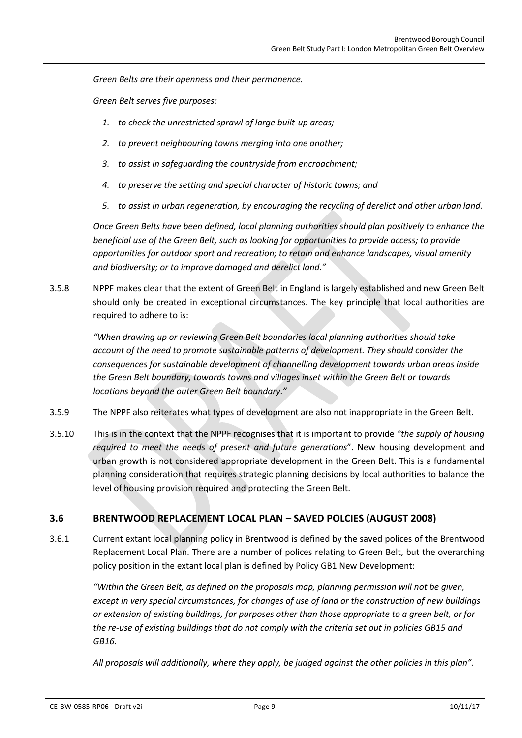*Green Belts are their openness and their permanence.*

*Green Belt serves five purposes:*

1. *to check the unrestricted sprawl of large built-up areas;*
2. *to prevent neighbouring towns merging into one another;*
3. *to assist in safeguarding the countryside from encroachment;*
4. *to preserve the setting and special character of historic towns; and*
5. *to assist in urban regeneration, by encouraging the recycling of derelict and other urban land.*

*Once Green Belts have been defined, local planning authorities should plan positively to enhance the beneficial use of the Green Belt, such as looking for opportunities to provide access; to provide opportunities for outdoor sport and recreation; to retain and enhance landscapes, visual amenity and biodiversity; or to improve damaged and derelict land."*

3.5.8 NPPF makes clear that the extent of Green Belt in England is largely established and new Green Belt should only be created in exceptional circumstances. The key principle that local authorities are required to adhere to is:

> *"When drawing up or reviewing Green Belt boundaries local planning authorities should take account of the need to promote sustainable patterns of development. They should consider the consequences for sustainable development of channelling development towards urban areas inside the Green Belt boundary, towards towns and villages inset within the Green Belt or towards locations beyond the outer Green Belt boundary."*

3.5.9 The NPPF also reiterates what types of development are also not inappropriate in the Green Belt.

3.5.10 This is in the context that the NPPF recognises that it is important to provide *"the supply of housing required to meet the needs of present and future generations*". New housing development and urban growth is not considered appropriate development in the Green Belt. This is a fundamental planning consideration that requires strategic planning decisions by local authorities to balance the level of housing provision required and protecting the Green Belt.

## 3.6 BRENTWOOD REPLACEMENT LOCAL PLAN – SAVED POLCIES (AUGUST 2008)

3.6.1 Current extant local planning policy in Brentwood is defined by the saved polices of the Brentwood Replacement Local Plan. There are a number of polices relating to Green Belt, but the overarching policy position in the extant local plan is defined by Policy GB1 New Development:

> *"Within the Green Belt, as defined on the proposals map, planning permission will not be given, except in very special circumstances, for changes of use of land or the construction of new buildings or extension of existing buildings, for purposes other than those appropriate to a green belt, or for the re-use of existing buildings that do not comply with the criteria set out in policies GB15 and GB16.*
>
> *All proposals will additionally, where they apply, be judged against the other policies in this plan".*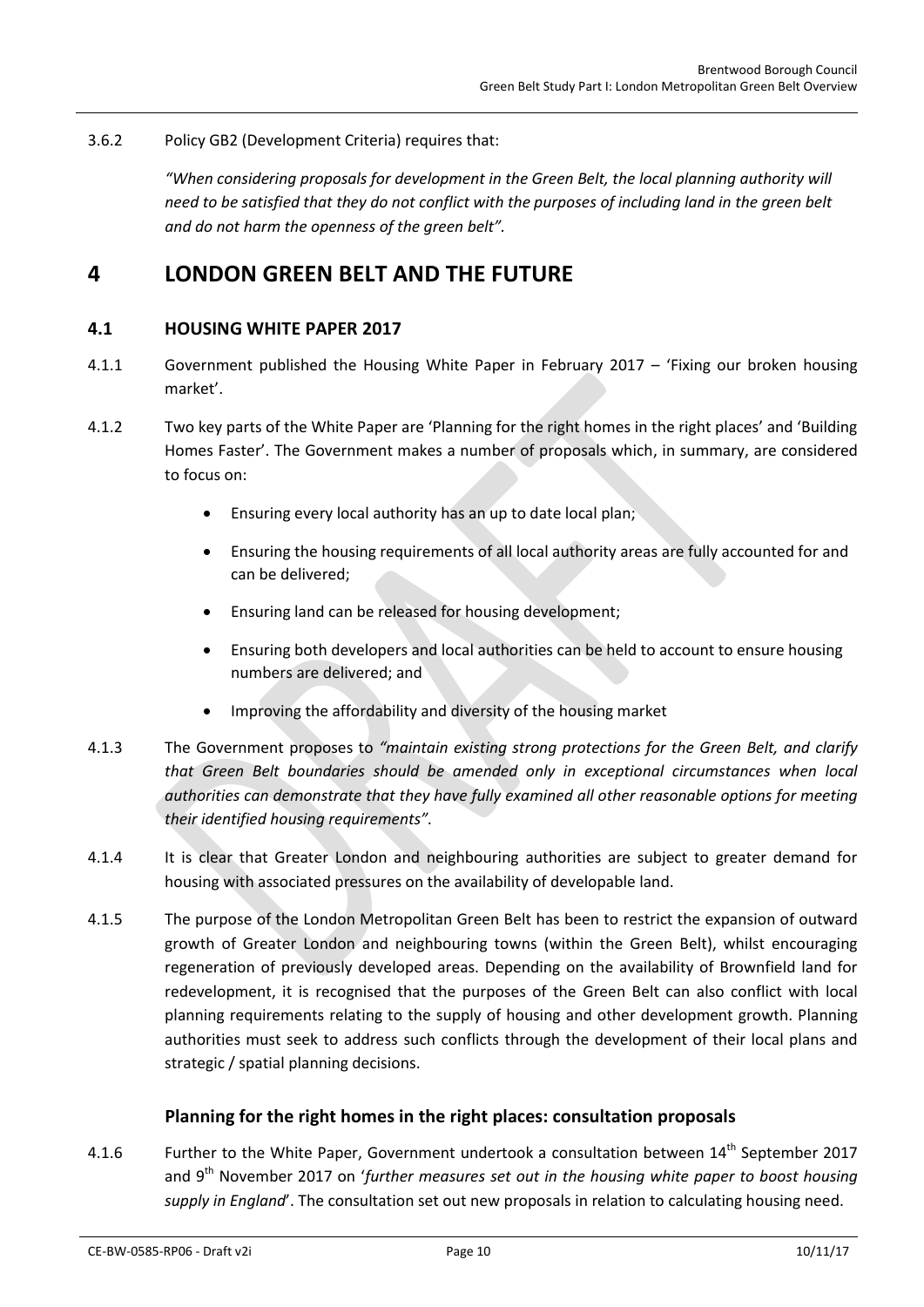3.6.2 Policy GB2 (Development Criteria) requires that:

*"When considering proposals for development in the Green Belt, the local planning authority will need to be satisfied that they do not conflict with the purposes of including land in the green belt and do not harm the openness of the green belt".*

# 4 LONDON GREEN BELT AND THE FUTURE

## 4.1 HOUSING WHITE PAPER 2017

4.1.1 Government published the Housing White Paper in February 2017 – 'Fixing our broken housing market'.

4.1.2 Two key parts of the White Paper are 'Planning for the right homes in the right places' and 'Building Homes Faster'. The Government makes a number of proposals which, in summary, are considered to focus on:

- Ensuring every local authority has an up to date local plan;
- Ensuring the housing requirements of all local authority areas are fully accounted for and can be delivered;
- Ensuring land can be released for housing development;
- Ensuring both developers and local authorities can be held to account to ensure housing numbers are delivered; and
- Improving the affordability and diversity of the housing market

4.1.3 The Government proposes to *"maintain existing strong protections for the Green Belt, and clarify that Green Belt boundaries should be amended only in exceptional circumstances when local authorities can demonstrate that they have fully examined all other reasonable options for meeting their identified housing requirements".*

4.1.4 It is clear that Greater London and neighbouring authorities are subject to greater demand for housing with associated pressures on the availability of developable land.

4.1.5 The purpose of the London Metropolitan Green Belt has been to restrict the expansion of outward growth of Greater London and neighbouring towns (within the Green Belt), whilst encouraging regeneration of previously developed areas. Depending on the availability of Brownfield land for redevelopment, it is recognised that the purposes of the Green Belt can also conflict with local planning requirements relating to the supply of housing and other development growth. Planning authorities must seek to address such conflicts through the development of their local plans and strategic / spatial planning decisions.

### Planning for the right homes in the right places: consultation proposals

4.1.6 Further to the White Paper, Government undertook a consultation between 14th September 2017 and 9th November 2017 on '*further measures set out in the housing white paper to boost housing supply in England*'. The consultation set out new proposals in relation to calculating housing need.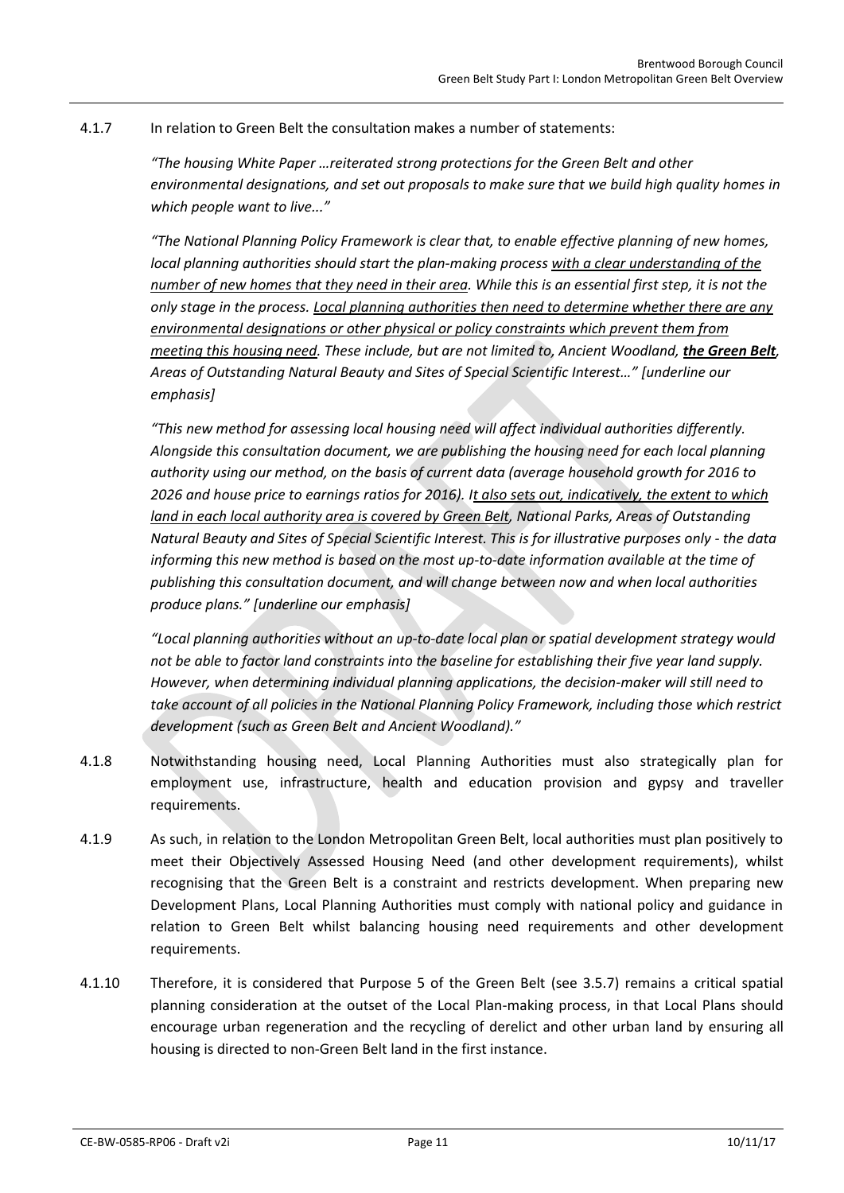4.1.7 In relation to Green Belt the consultation makes a number of statements:

*"The housing White Paper …reiterated strong protections for the Green Belt and other environmental designations, and set out proposals to make sure that we build high quality homes in which people want to live..."*

*"The National Planning Policy Framework is clear that, to enable effective planning of new homes, local planning authorities should start the plan-making process <u>with a clear understanding of the number of new homes that they need in their area</u>. While this is an essential first step, it is not the only stage in the process. <u>Local planning authorities then need to determine whether there are any environmental designations or other physical or policy constraints which prevent them from meeting this housing need</u>. These include, but are not limited to, Ancient Woodland, **<u>the Green Belt</u>**, Areas of Outstanding Natural Beauty and Sites of Special Scientific Interest…" [underline our emphasis]*

*"This new method for assessing local housing need will affect individual authorities differently. Alongside this consultation document, we are publishing the housing need for each local planning authority using our method, on the basis of current data (average household growth for 2016 to 2026 and house price to earnings ratios for 2016). I<u>t also sets out, indicatively, the extent to which land in each local authority area is covered by Green Belt</u>, National Parks, Areas of Outstanding Natural Beauty and Sites of Special Scientific Interest. This is for illustrative purposes only - the data informing this new method is based on the most up-to-date information available at the time of publishing this consultation document, and will change between now and when local authorities produce plans." [underline our emphasis]*

*"Local planning authorities without an up-to-date local plan or spatial development strategy would not be able to factor land constraints into the baseline for establishing their five year land supply. However, when determining individual planning applications, the decision-maker will still need to take account of all policies in the National Planning Policy Framework, including those which restrict development (such as Green Belt and Ancient Woodland)."*

4.1.8 Notwithstanding housing need, Local Planning Authorities must also strategically plan for employment use, infrastructure, health and education provision and gypsy and traveller requirements.

4.1.9 As such, in relation to the London Metropolitan Green Belt, local authorities must plan positively to meet their Objectively Assessed Housing Need (and other development requirements), whilst recognising that the Green Belt is a constraint and restricts development. When preparing new Development Plans, Local Planning Authorities must comply with national policy and guidance in relation to Green Belt whilst balancing housing need requirements and other development requirements.

4.1.10 Therefore, it is considered that Purpose 5 of the Green Belt (see 3.5.7) remains a critical spatial planning consideration at the outset of the Local Plan-making process, in that Local Plans should encourage urban regeneration and the recycling of derelict and other urban land by ensuring all housing is directed to non-Green Belt land in the first instance.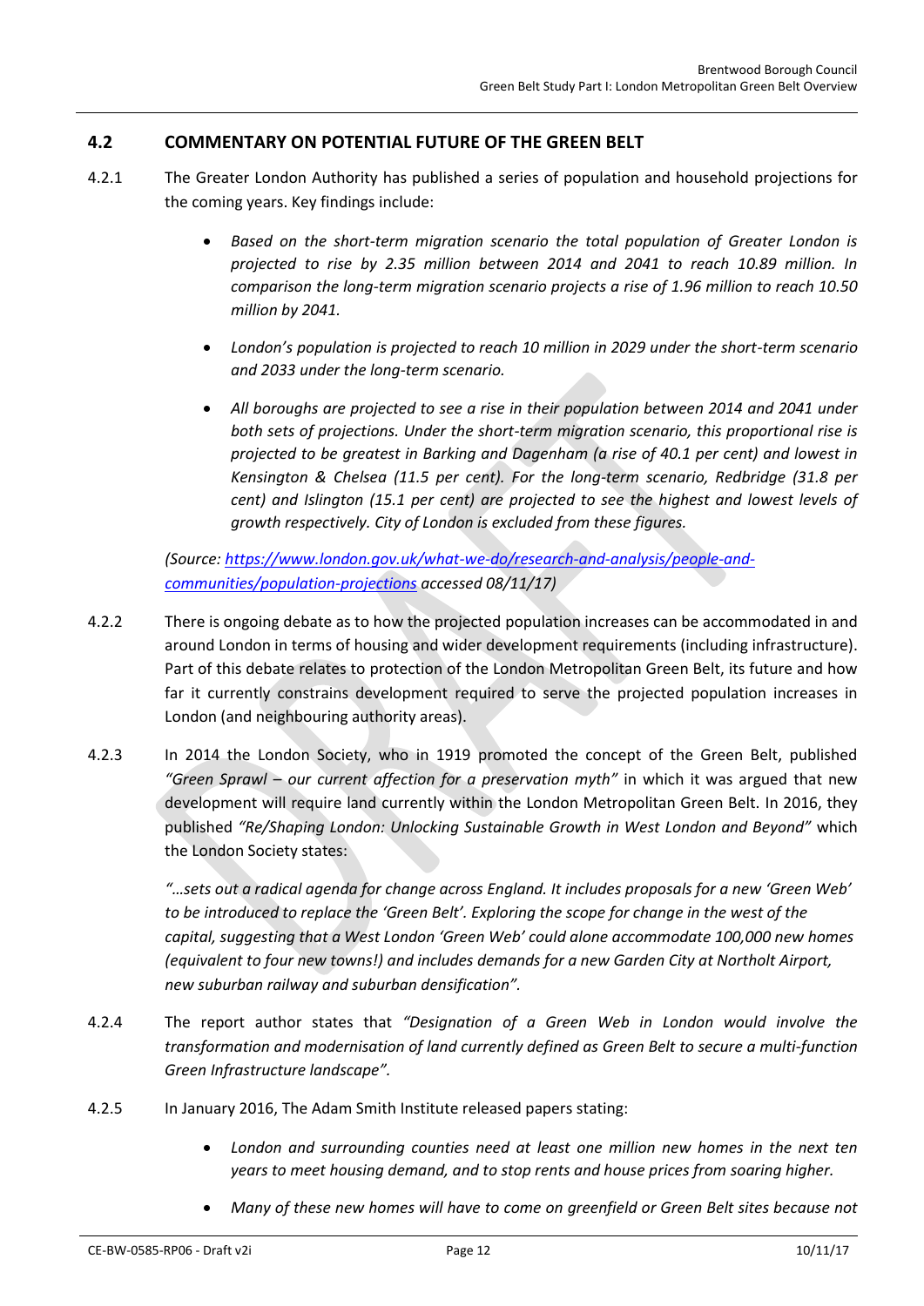## 4.2 COMMENTARY ON POTENTIAL FUTURE OF THE GREEN BELT

4.2.1 The Greater London Authority has published a series of population and household projections for the coming years. Key findings include:

- *Based on the short-term migration scenario the total population of Greater London is projected to rise by 2.35 million between 2014 and 2041 to reach 10.89 million. In comparison the long-term migration scenario projects a rise of 1.96 million to reach 10.50 million by 2041.*
- *London's population is projected to reach 10 million in 2029 under the short-term scenario and 2033 under the long-term scenario.*
- *All boroughs are projected to see a rise in their population between 2014 and 2041 under both sets of projections. Under the short-term migration scenario, this proportional rise is projected to be greatest in Barking and Dagenham (a rise of 40.1 per cent) and lowest in Kensington & Chelsea (11.5 per cent). For the long-term scenario, Redbridge (31.8 per cent) and Islington (15.1 per cent) are projected to see the highest and lowest levels of growth respectively. City of London is excluded from these figures.*

*(Source: [https://www.london.gov.uk/what-we-do/research-and-analysis/people-and-communities/population-projections](https://www.london.gov.uk/what-we-do/research-and-analysis/people-and-communities/population-projections) accessed 08/11/17)*

4.2.2 There is ongoing debate as to how the projected population increases can be accommodated in and around London in terms of housing and wider development requirements (including infrastructure). Part of this debate relates to protection of the London Metropolitan Green Belt, its future and how far it currently constrains development required to serve the projected population increases in London (and neighbouring authority areas).

4.2.3 In 2014 the London Society, who in 1919 promoted the concept of the Green Belt, published *"Green Sprawl – our current affection for a preservation myth"* in which it was argued that new development will require land currently within the London Metropolitan Green Belt. In 2016, they published *"Re/Shaping London: Unlocking Sustainable Growth in West London and Beyond"* which the London Society states:

*"…sets out a radical agenda for change across England. It includes proposals for a new 'Green Web' to be introduced to replace the 'Green Belt'. Exploring the scope for change in the west of the capital, suggesting that a West London 'Green Web' could alone accommodate 100,000 new homes (equivalent to four new towns!) and includes demands for a new Garden City at Northolt Airport, new suburban railway and suburban densification".*

4.2.4 The report author states that *"Designation of a Green Web in London would involve the transformation and modernisation of land currently defined as Green Belt to secure a multi-function Green Infrastructure landscape".*

4.2.5 In January 2016, The Adam Smith Institute released papers stating:

- *London and surrounding counties need at least one million new homes in the next ten years to meet housing demand, and to stop rents and house prices from soaring higher.*
- *Many of these new homes will have to come on greenfield or Green Belt sites because not*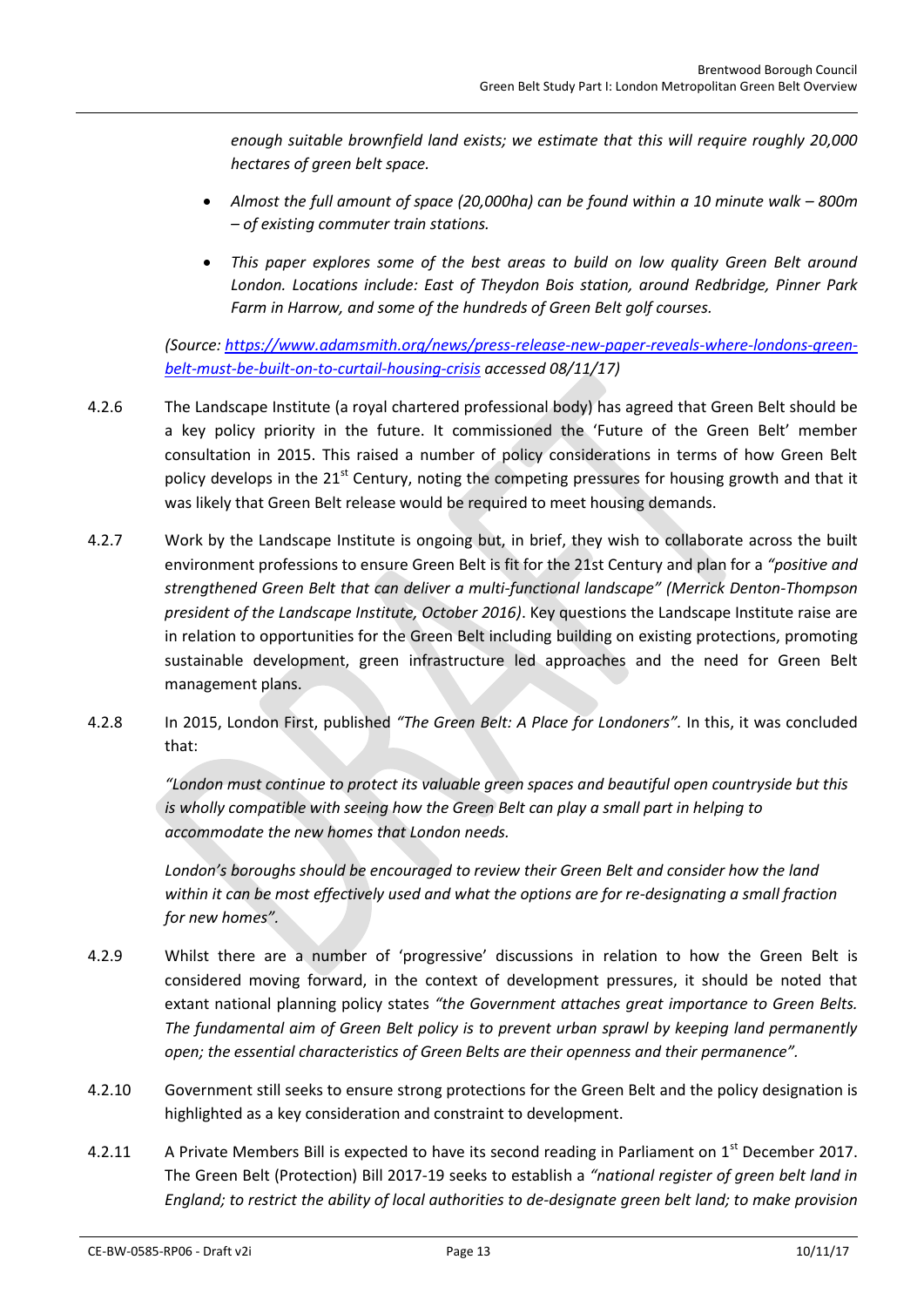*enough suitable brownfield land exists; we estimate that this will require roughly 20,000 hectares of green belt space.*

- *Almost the full amount of space (20,000ha) can be found within a 10 minute walk – 800m – of existing commuter train stations.*
- *This paper explores some of the best areas to build on low quality Green Belt around London. Locations include: East of Theydon Bois station, around Redbridge, Pinner Park Farm in Harrow, and some of the hundreds of Green Belt golf courses.*

*(Source: [https://www.adamsmith.org/news/press-release-new-paper-reveals-where-londons-green-belt-must-be-built-on-to-curtail-housing-crisis](https://www.adamsmith.org/news/press-release-new-paper-reveals-where-londons-green-belt-must-be-built-on-to-curtail-housing-crisis) accessed 08/11/17)*

4.2.6 The Landscape Institute (a royal chartered professional body) has agreed that Green Belt should be a key policy priority in the future. It commissioned the 'Future of the Green Belt' member consultation in 2015. This raised a number of policy considerations in terms of how Green Belt policy develops in the 21st Century, noting the competing pressures for housing growth and that it was likely that Green Belt release would be required to meet housing demands.

4.2.7 Work by the Landscape Institute is ongoing but, in brief, they wish to collaborate across the built environment professions to ensure Green Belt is fit for the 21st Century and plan for a *"positive and strengthened Green Belt that can deliver a multi-functional landscape" (Merrick Denton-Thompson president of the Landscape Institute, October 2016)*. Key questions the Landscape Institute raise are in relation to opportunities for the Green Belt including building on existing protections, promoting sustainable development, green infrastructure led approaches and the need for Green Belt management plans.

4.2.8 In 2015, London First, published *"The Green Belt: A Place for Londoners".* In this, it was concluded that:

*"London must continue to protect its valuable green spaces and beautiful open countryside but this is wholly compatible with seeing how the Green Belt can play a small part in helping to accommodate the new homes that London needs.*

*London's boroughs should be encouraged to review their Green Belt and consider how the land within it can be most effectively used and what the options are for re-designating a small fraction for new homes".*

4.2.9 Whilst there are a number of 'progressive' discussions in relation to how the Green Belt is considered moving forward, in the context of development pressures, it should be noted that extant national planning policy states *"the Government attaches great importance to Green Belts. The fundamental aim of Green Belt policy is to prevent urban sprawl by keeping land permanently open; the essential characteristics of Green Belts are their openness and their permanence".*

4.2.10 Government still seeks to ensure strong protections for the Green Belt and the policy designation is highlighted as a key consideration and constraint to development.

4.2.11 A Private Members Bill is expected to have its second reading in Parliament on 1st December 2017. The Green Belt (Protection) Bill 2017-19 seeks to establish a *"national register of green belt land in England; to restrict the ability of local authorities to de-designate green belt land; to make provision*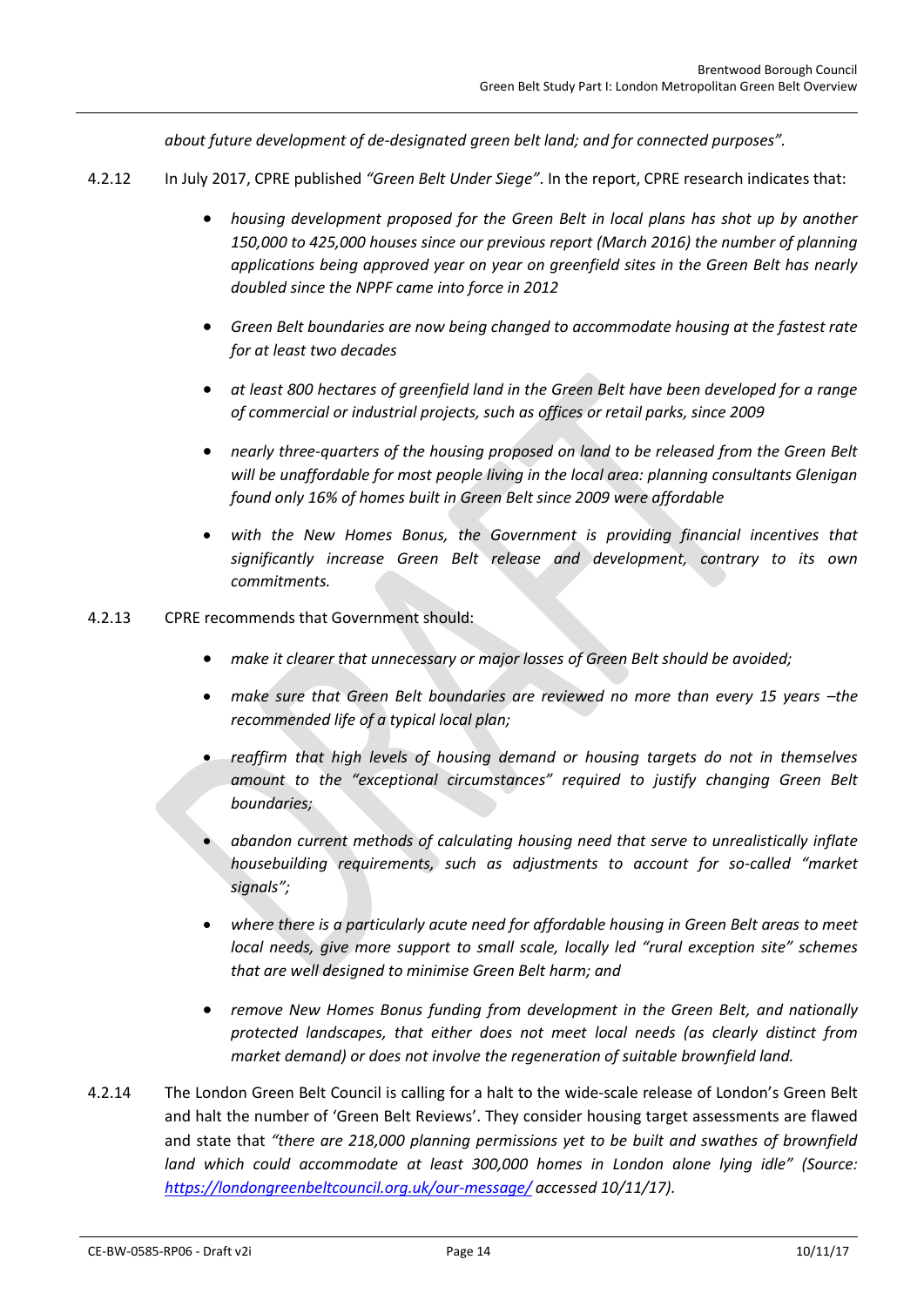*about future development of de-designated green belt land; and for connected purposes".*

4.2.12 In July 2017, CPRE published *"Green Belt Under Siege"*. In the report, CPRE research indicates that:

- *housing development proposed for the Green Belt in local plans has shot up by another 150,000 to 425,000 houses since our previous report (March 2016) the number of planning applications being approved year on year on greenfield sites in the Green Belt has nearly doubled since the NPPF came into force in 2012*
- *Green Belt boundaries are now being changed to accommodate housing at the fastest rate for at least two decades*
- *at least 800 hectares of greenfield land in the Green Belt have been developed for a range of commercial or industrial projects, such as offices or retail parks, since 2009*
- *nearly three-quarters of the housing proposed on land to be released from the Green Belt will be unaffordable for most people living in the local area: planning consultants Glenigan found only 16% of homes built in Green Belt since 2009 were affordable*
- *with the New Homes Bonus, the Government is providing financial incentives that significantly increase Green Belt release and development, contrary to its own commitments.*

4.2.13 CPRE recommends that Government should:

- *make it clearer that unnecessary or major losses of Green Belt should be avoided;*
- *make sure that Green Belt boundaries are reviewed no more than every 15 years –the recommended life of a typical local plan;*
- *reaffirm that high levels of housing demand or housing targets do not in themselves amount to the "exceptional circumstances" required to justify changing Green Belt boundaries;*
- *abandon current methods of calculating housing need that serve to unrealistically inflate housebuilding requirements, such as adjustments to account for so-called "market signals";*
- *where there is a particularly acute need for affordable housing in Green Belt areas to meet local needs, give more support to small scale, locally led "rural exception site" schemes that are well designed to minimise Green Belt harm; and*
- *remove New Homes Bonus funding from development in the Green Belt, and nationally protected landscapes, that either does not meet local needs (as clearly distinct from market demand) or does not involve the regeneration of suitable brownfield land.*

4.2.14 The London Green Belt Council is calling for a halt to the wide-scale release of London's Green Belt and halt the number of 'Green Belt Reviews'. They consider housing target assessments are flawed and state that *"there are 218,000 planning permissions yet to be built and swathes of brownfield land which could accommodate at least 300,000 homes in London alone lying idle" (Source: [https://londongreenbeltcouncil.org.uk/our-message/](https://londongreenbeltcouncil.org.uk/our-message/) accessed 10/11/17).*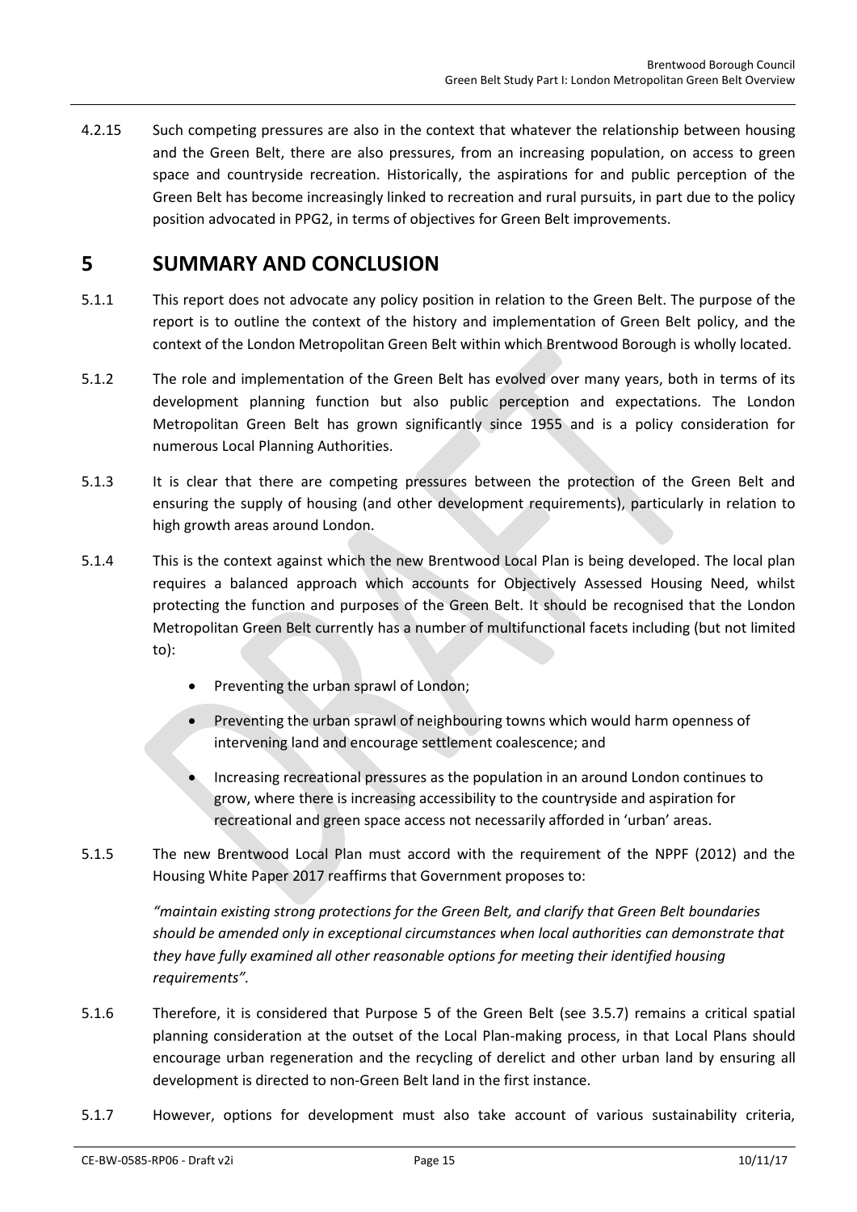4.2.15 Such competing pressures are also in the context that whatever the relationship between housing and the Green Belt, there are also pressures, from an increasing population, on access to green space and countryside recreation. Historically, the aspirations for and public perception of the Green Belt has become increasingly linked to recreation and rural pursuits, in part due to the policy position advocated in PPG2, in terms of objectives for Green Belt improvements.

# 5 SUMMARY AND CONCLUSION

5.1.1 This report does not advocate any policy position in relation to the Green Belt. The purpose of the report is to outline the context of the history and implementation of Green Belt policy, and the context of the London Metropolitan Green Belt within which Brentwood Borough is wholly located.

5.1.2 The role and implementation of the Green Belt has evolved over many years, both in terms of its development planning function but also public perception and expectations. The London Metropolitan Green Belt has grown significantly since 1955 and is a policy consideration for numerous Local Planning Authorities.

5.1.3 It is clear that there are competing pressures between the protection of the Green Belt and ensuring the supply of housing (and other development requirements), particularly in relation to high growth areas around London.

5.1.4 This is the context against which the new Brentwood Local Plan is being developed. The local plan requires a balanced approach which accounts for Objectively Assessed Housing Need, whilst protecting the function and purposes of the Green Belt. It should be recognised that the London Metropolitan Green Belt currently has a number of multifunctional facets including (but not limited to):

- Preventing the urban sprawl of London;
- Preventing the urban sprawl of neighbouring towns which would harm openness of intervening land and encourage settlement coalescence; and
- Increasing recreational pressures as the population in an around London continues to grow, where there is increasing accessibility to the countryside and aspiration for recreational and green space access not necessarily afforded in 'urban' areas.

5.1.5 The new Brentwood Local Plan must accord with the requirement of the NPPF (2012) and the Housing White Paper 2017 reaffirms that Government proposes to:

*"maintain existing strong protections for the Green Belt, and clarify that Green Belt boundaries should be amended only in exceptional circumstances when local authorities can demonstrate that they have fully examined all other reasonable options for meeting their identified housing requirements".*

5.1.6 Therefore, it is considered that Purpose 5 of the Green Belt (see 3.5.7) remains a critical spatial planning consideration at the outset of the Local Plan-making process, in that Local Plans should encourage urban regeneration and the recycling of derelict and other urban land by ensuring all development is directed to non-Green Belt land in the first instance.

5.1.7 However, options for development must also take account of various sustainability criteria,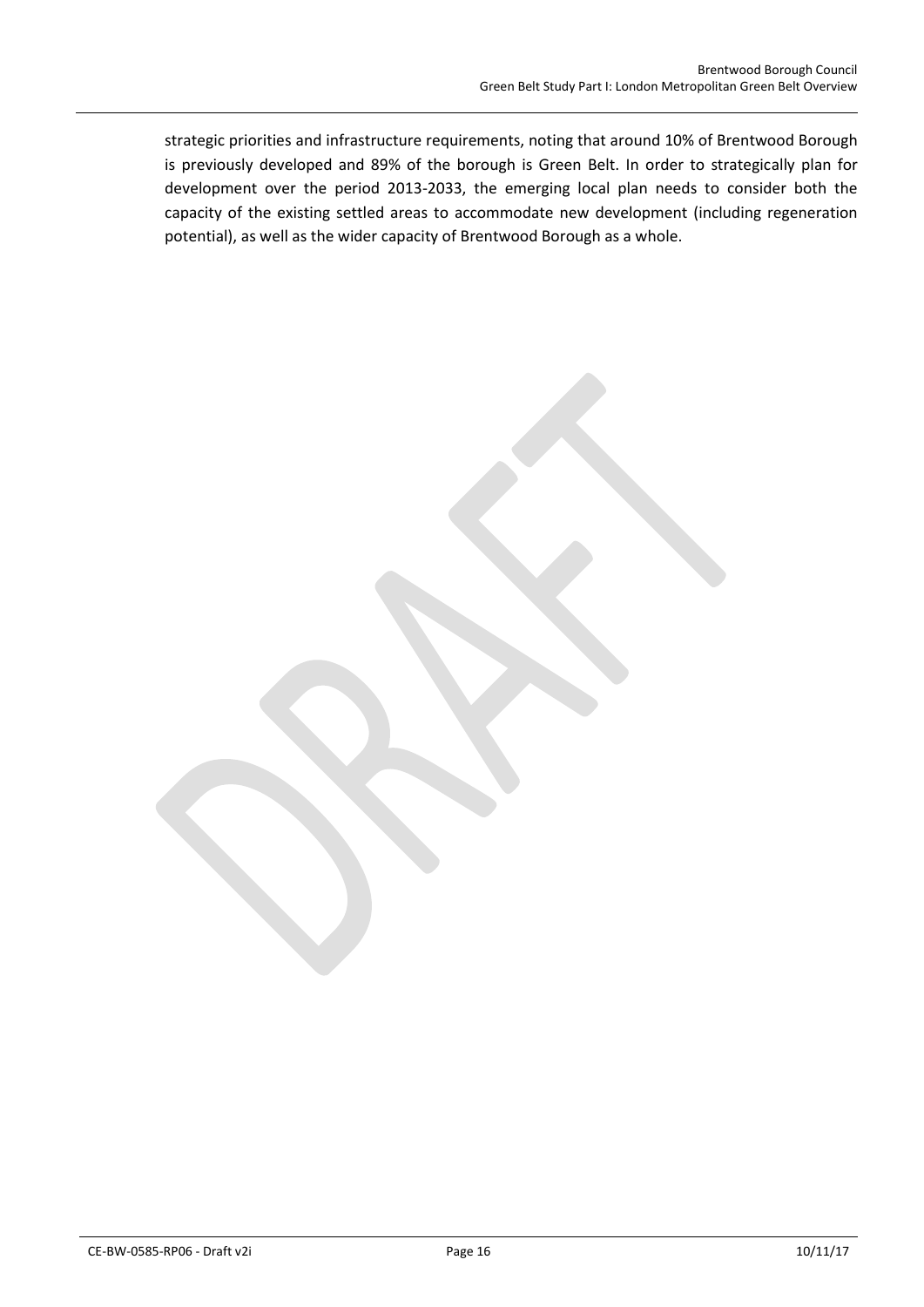strategic priorities and infrastructure requirements, noting that around 10% of Brentwood Borough is previously developed and 89% of the borough is Green Belt. In order to strategically plan for development over the period 2013-2033, the emerging local plan needs to consider both the capacity of the existing settled areas to accommodate new development (including regeneration potential), as well as the wider capacity of Brentwood Borough as a whole.